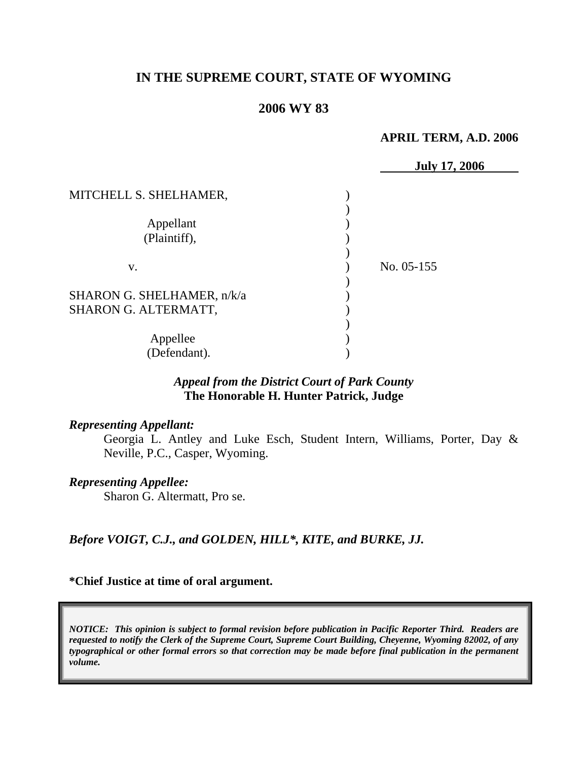# IN THE SUPREME COURT, STATE OF WYOMING

## 2006 WY 83

**APRIL TERM, A.D. 2006**

**July 17, 2006**

| | | |
|---|---|---|
| MITCHELL S. SHELHAMER,<br><br>Appellant<br>(Plaintiff),<br><br>v.<br><br>SHARON G. SHELHAMER, n/k/a<br>SHARON G. ALTERMATT,<br><br>Appellee<br>(Defendant). | ) | No. 05-155 |

***Appeal from the District Court of Park County***
**The Honorable H. Hunter Patrick, Judge**

***Representing Appellant:***

Georgia L. Antley and Luke Esch, Student Intern, Williams, Porter, Day & Neville, P.C., Casper, Wyoming.

***Representing Appellee:***

Sharon G. Altermatt, Pro se.

***Before VOIGT, C.J., and GOLDEN, HILL\*, KITE, and BURKE, JJ.***

**\*Chief Justice at time of oral argument.**

***NOTICE: This opinion is subject to formal revision before publication in Pacific Reporter Third. Readers are requested to notify the Clerk of the Supreme Court, Supreme Court Building, Cheyenne, Wyoming 82002, of any typographical or other formal errors so that correction may be made before final publication in the permanent volume.***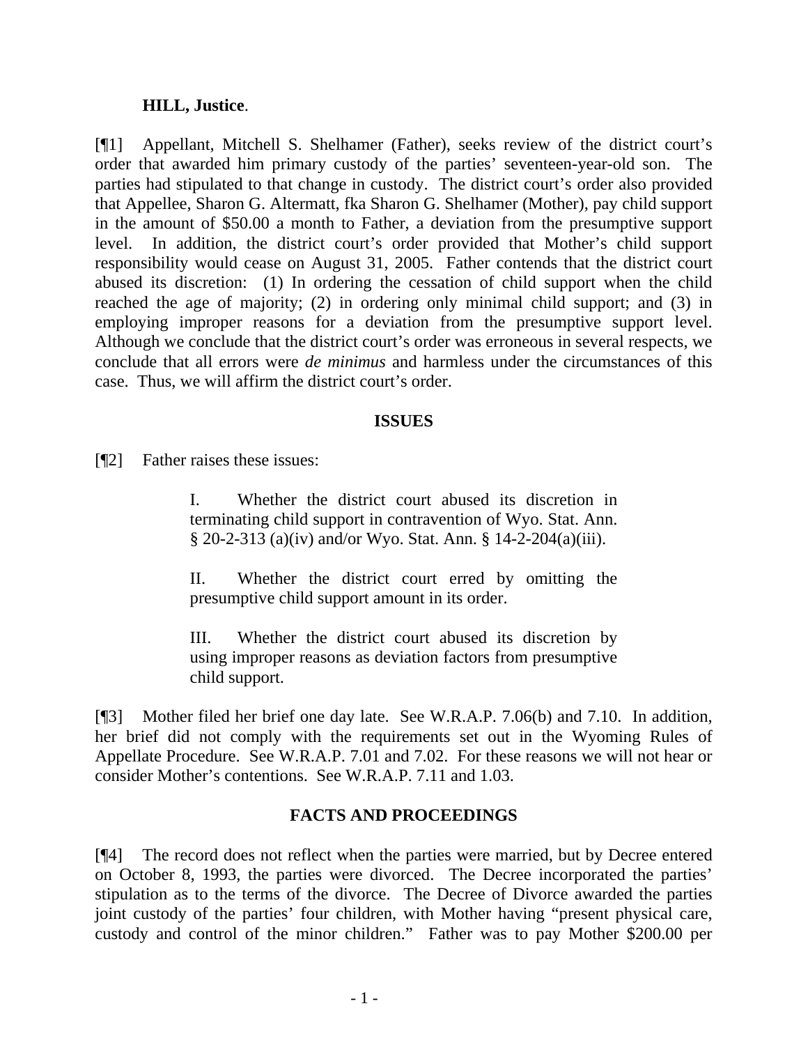**HILL, Justice**.

[¶1] Appellant, Mitchell S. Shelhamer (Father), seeks review of the district court's order that awarded him primary custody of the parties' seventeen-year-old son. The parties had stipulated to that change in custody. The district court's order also provided that Appellee, Sharon G. Altermatt, fka Sharon G. Shelhamer (Mother), pay child support in the amount of $50.00 a month to Father, a deviation from the presumptive support level. In addition, the district court's order provided that Mother's child support responsibility would cease on August 31, 2005. Father contends that the district court abused its discretion: (1) In ordering the cessation of child support when the child reached the age of majority; (2) in ordering only minimal child support; and (3) in employing improper reasons for a deviation from the presumptive support level. Although we conclude that the district court's order was erroneous in several respects, we conclude that all errors were *de minimus* and harmless under the circumstances of this case. Thus, we will affirm the district court's order.

## ISSUES

[¶2] Father raises these issues:

> I. Whether the district court abused its discretion in terminating child support in contravention of Wyo. Stat. Ann. § 20-2-313 (a)(iv) and/or Wyo. Stat. Ann. § 14-2-204(a)(iii).
>
> II. Whether the district court erred by omitting the presumptive child support amount in its order.
>
> III. Whether the district court abused its discretion by using improper reasons as deviation factors from presumptive child support.

[¶3] Mother filed her brief one day late. See W.R.A.P. 7.06(b) and 7.10. In addition, her brief did not comply with the requirements set out in the Wyoming Rules of Appellate Procedure. See W.R.A.P. 7.01 and 7.02. For these reasons we will not hear or consider Mother's contentions. See W.R.A.P. 7.11 and 1.03.

## FACTS AND PROCEEDINGS

[¶4] The record does not reflect when the parties were married, but by Decree entered on October 8, 1993, the parties were divorced. The Decree incorporated the parties' stipulation as to the terms of the divorce. The Decree of Divorce awarded the parties joint custody of the parties' four children, with Mother having "present physical care, custody and control of the minor children." Father was to pay Mother $200.00 per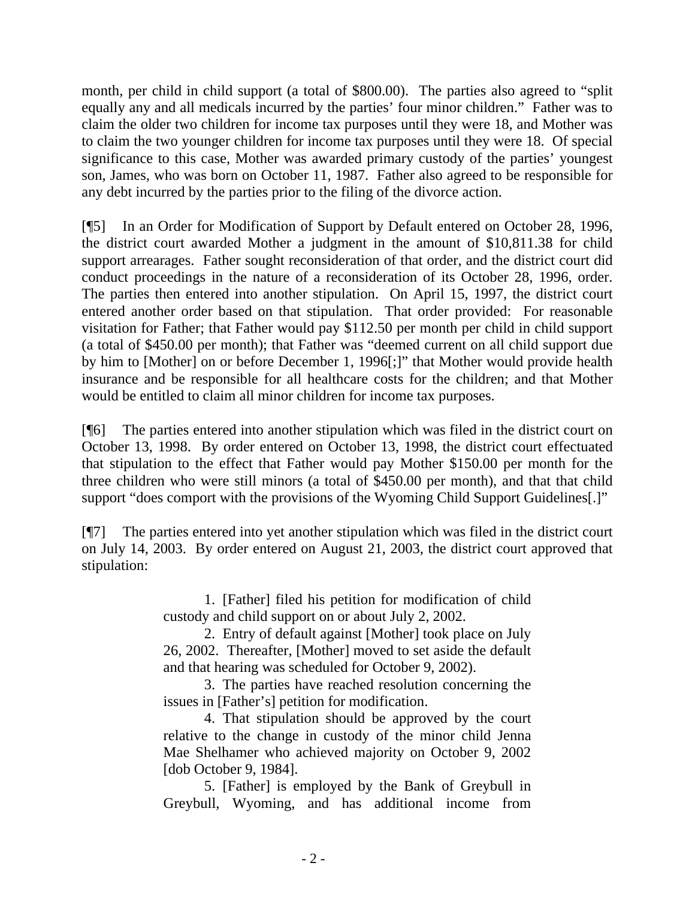month, per child in child support (a total of $800.00). The parties also agreed to "split equally any and all medicals incurred by the parties' four minor children." Father was to claim the older two children for income tax purposes until they were 18, and Mother was to claim the two younger children for income tax purposes until they were 18. Of special significance to this case, Mother was awarded primary custody of the parties' youngest son, James, who was born on October 11, 1987. Father also agreed to be responsible for any debt incurred by the parties prior to the filing of the divorce action.

[¶5] In an Order for Modification of Support by Default entered on October 28, 1996, the district court awarded Mother a judgment in the amount of $10,811.38 for child support arrearages. Father sought reconsideration of that order, and the district court did conduct proceedings in the nature of a reconsideration of its October 28, 1996, order. The parties then entered into another stipulation. On April 15, 1997, the district court entered another order based on that stipulation. That order provided: For reasonable visitation for Father; that Father would pay $112.50 per month per child in child support (a total of $450.00 per month); that Father was "deemed current on all child support due by him to [Mother] on or before December 1, 1996[;]" that Mother would provide health insurance and be responsible for all healthcare costs for the children; and that Mother would be entitled to claim all minor children for income tax purposes.

[¶6] The parties entered into another stipulation which was filed in the district court on October 13, 1998. By order entered on October 13, 1998, the district court effectuated that stipulation to the effect that Father would pay Mother $150.00 per month for the three children who were still minors (a total of $450.00 per month), and that that child support "does comport with the provisions of the Wyoming Child Support Guidelines[.]"

[¶7] The parties entered into yet another stipulation which was filed in the district court on July 14, 2003. By order entered on August 21, 2003, the district court approved that stipulation:

> 1. [Father] filed his petition for modification of child custody and child support on or about July 2, 2002.
>
> 2. Entry of default against [Mother] took place on July 26, 2002. Thereafter, [Mother] moved to set aside the default and that hearing was scheduled for October 9, 2002).
>
> 3. The parties have reached resolution concerning the issues in [Father's] petition for modification.
>
> 4. That stipulation should be approved by the court relative to the change in custody of the minor child Jenna Mae Shelhamer who achieved majority on October 9, 2002 [dob October 9, 1984].
>
> 5. [Father] is employed by the Bank of Greybull in Greybull, Wyoming, and has additional income from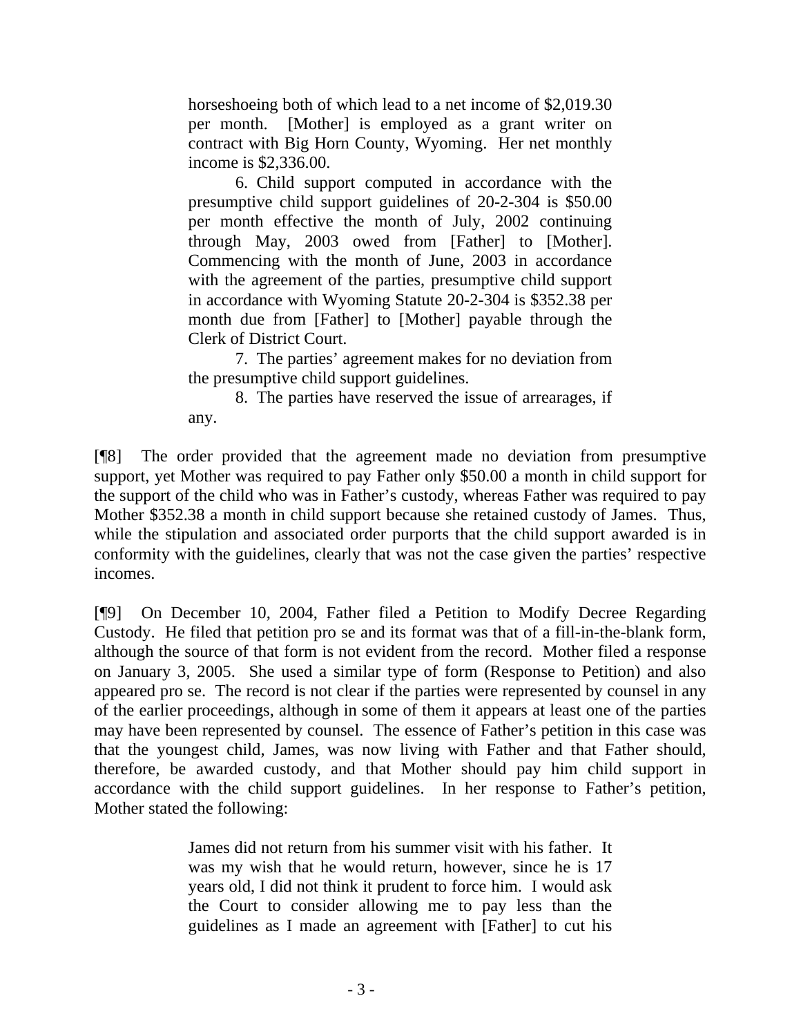> horseshoeing both of which lead to a net income of $2,019.30 per month. [Mother] is employed as a grant writer on contract with Big Horn County, Wyoming. Her net monthly income is $2,336.00.
>
> 6. Child support computed in accordance with the presumptive child support guidelines of 20-2-304 is $50.00 per month effective the month of July, 2002 continuing through May, 2003 owed from [Father] to [Mother]. Commencing with the month of June, 2003 in accordance with the agreement of the parties, presumptive child support in accordance with Wyoming Statute 20-2-304 is $352.38 per month due from [Father] to [Mother] payable through the Clerk of District Court.
>
> 7. The parties' agreement makes for no deviation from the presumptive child support guidelines.
>
> 8. The parties have reserved the issue of arrearages, if any.

[¶8] The order provided that the agreement made no deviation from presumptive support, yet Mother was required to pay Father only $50.00 a month in child support for the support of the child who was in Father's custody, whereas Father was required to pay Mother $352.38 a month in child support because she retained custody of James. Thus, while the stipulation and associated order purports that the child support awarded is in conformity with the guidelines, clearly that was not the case given the parties' respective incomes.

[¶9] On December 10, 2004, Father filed a Petition to Modify Decree Regarding Custody. He filed that petition pro se and its format was that of a fill-in-the-blank form, although the source of that form is not evident from the record. Mother filed a response on January 3, 2005. She used a similar type of form (Response to Petition) and also appeared pro se. The record is not clear if the parties were represented by counsel in any of the earlier proceedings, although in some of them it appears at least one of the parties may have been represented by counsel. The essence of Father's petition in this case was that the youngest child, James, was now living with Father and that Father should, therefore, be awarded custody, and that Mother should pay him child support in accordance with the child support guidelines. In her response to Father's petition, Mother stated the following:

> James did not return from his summer visit with his father. It was my wish that he would return, however, since he is 17 years old, I did not think it prudent to force him. I would ask the Court to consider allowing me to pay less than the guidelines as I made an agreement with [Father] to cut his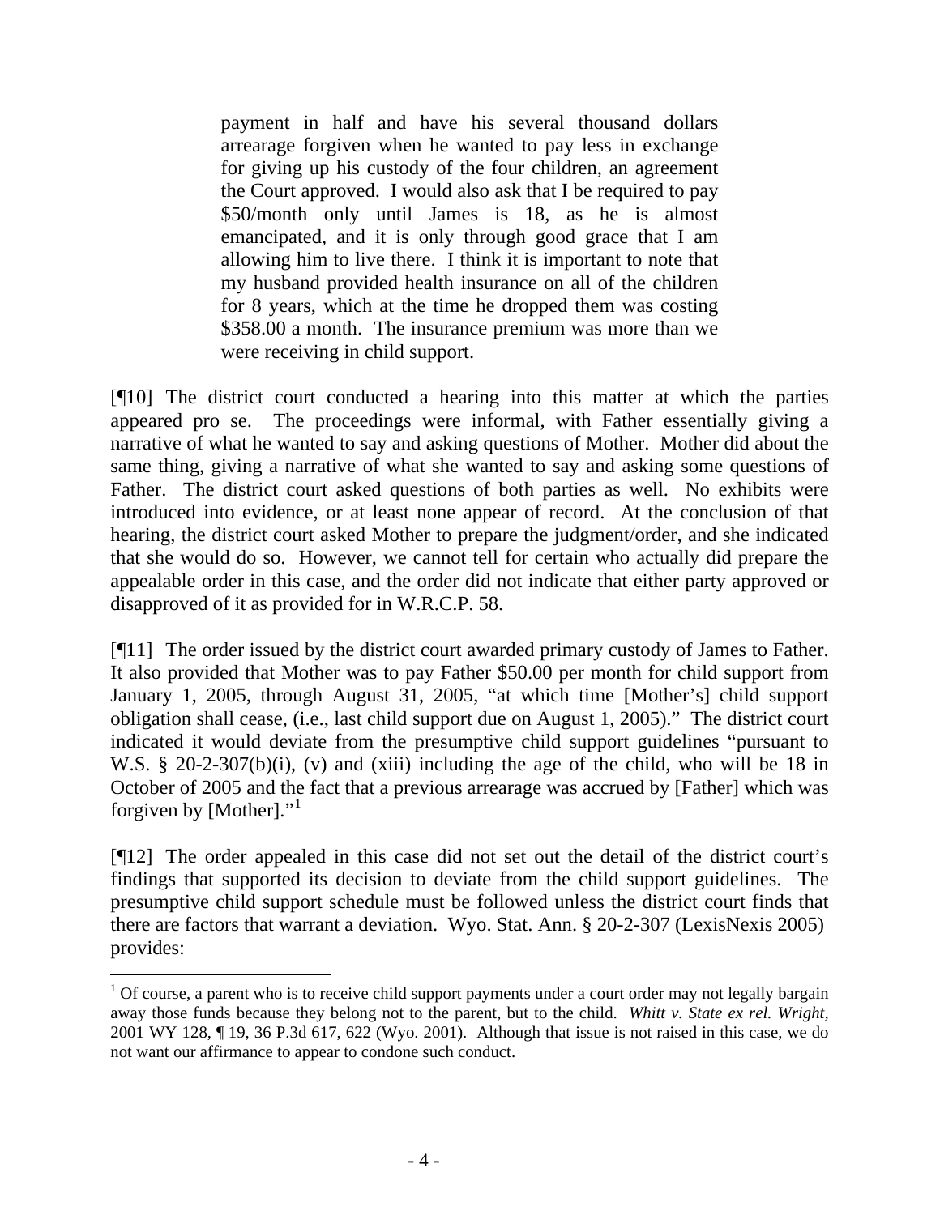> payment in half and have his several thousand dollars arrearage forgiven when he wanted to pay less in exchange for giving up his custody of the four children, an agreement the Court approved. I would also ask that I be required to pay \$50/month only until James is 18, as he is almost emancipated, and it is only through good grace that I am allowing him to live there. I think it is important to note that my husband provided health insurance on all of the children for 8 years, which at the time he dropped them was costing \$358.00 a month. The insurance premium was more than we were receiving in child support.

[¶10] The district court conducted a hearing into this matter at which the parties appeared pro se. The proceedings were informal, with Father essentially giving a narrative of what he wanted to say and asking questions of Mother. Mother did about the same thing, giving a narrative of what she wanted to say and asking some questions of Father. The district court asked questions of both parties as well. No exhibits were introduced into evidence, or at least none appear of record. At the conclusion of that hearing, the district court asked Mother to prepare the judgment/order, and she indicated that she would do so. However, we cannot tell for certain who actually did prepare the appealable order in this case, and the order did not indicate that either party approved or disapproved of it as provided for in W.R.C.P. 58.

[¶11] The order issued by the district court awarded primary custody of James to Father. It also provided that Mother was to pay Father \$50.00 per month for child support from January 1, 2005, through August 31, 2005, "at which time [Mother's] child support obligation shall cease, (i.e., last child support due on August 1, 2005)." The district court indicated it would deviate from the presumptive child support guidelines "pursuant to W.S. § 20-2-307(b)(i), (v) and (xiii) including the age of the child, who will be 18 in October of 2005 and the fact that a previous arrearage was accrued by [Father] which was forgiven by [Mother]."[1]

[¶12] The order appealed in this case did not set out the detail of the district court's findings that supported its decision to deviate from the child support guidelines. The presumptive child support schedule must be followed unless the district court finds that there are factors that warrant a deviation. Wyo. Stat. Ann. § 20-2-307 (LexisNexis 2005) provides:

---

[1] Of course, a parent who is to receive child support payments under a court order may not legally bargain away those funds because they belong not to the parent, but to the child. *Whitt v. State ex rel. Wright*, 2001 WY 128, ¶ 19, 36 P.3d 617, 622 (Wyo. 2001). Although that issue is not raised in this case, we do not want our affirmance to appear to condone such conduct.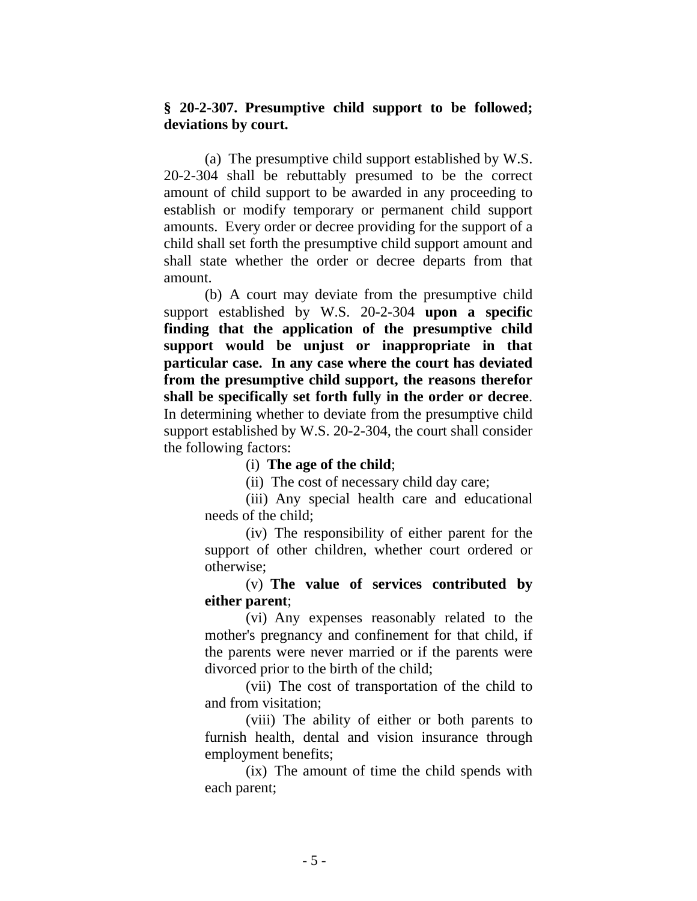**§ 20-2-307. Presumptive child support to be followed; deviations by court.**

(a) The presumptive child support established by W.S. 20-2-304 shall be rebuttably presumed to be the correct amount of child support to be awarded in any proceeding to establish or modify temporary or permanent child support amounts. Every order or decree providing for the support of a child shall set forth the presumptive child support amount and shall state whether the order or decree departs from that amount.

(b) A court may deviate from the presumptive child support established by W.S. 20-2-304 **upon a specific finding that the application of the presumptive child support would be unjust or inappropriate in that particular case. In any case where the court has deviated from the presumptive child support, the reasons therefor shall be specifically set forth fully in the order or decree**. In determining whether to deviate from the presumptive child support established by W.S. 20-2-304, the court shall consider the following factors:

(i) **The age of the child**;

(ii) The cost of necessary child day care;

(iii) Any special health care and educational needs of the child;

(iv) The responsibility of either parent for the support of other children, whether court ordered or otherwise;

(v) **The value of services contributed by either parent**;

(vi) Any expenses reasonably related to the mother's pregnancy and confinement for that child, if the parents were never married or if the parents were divorced prior to the birth of the child;

(vii) The cost of transportation of the child to and from visitation;

(viii) The ability of either or both parents to furnish health, dental and vision insurance through employment benefits;

(ix) The amount of time the child spends with each parent;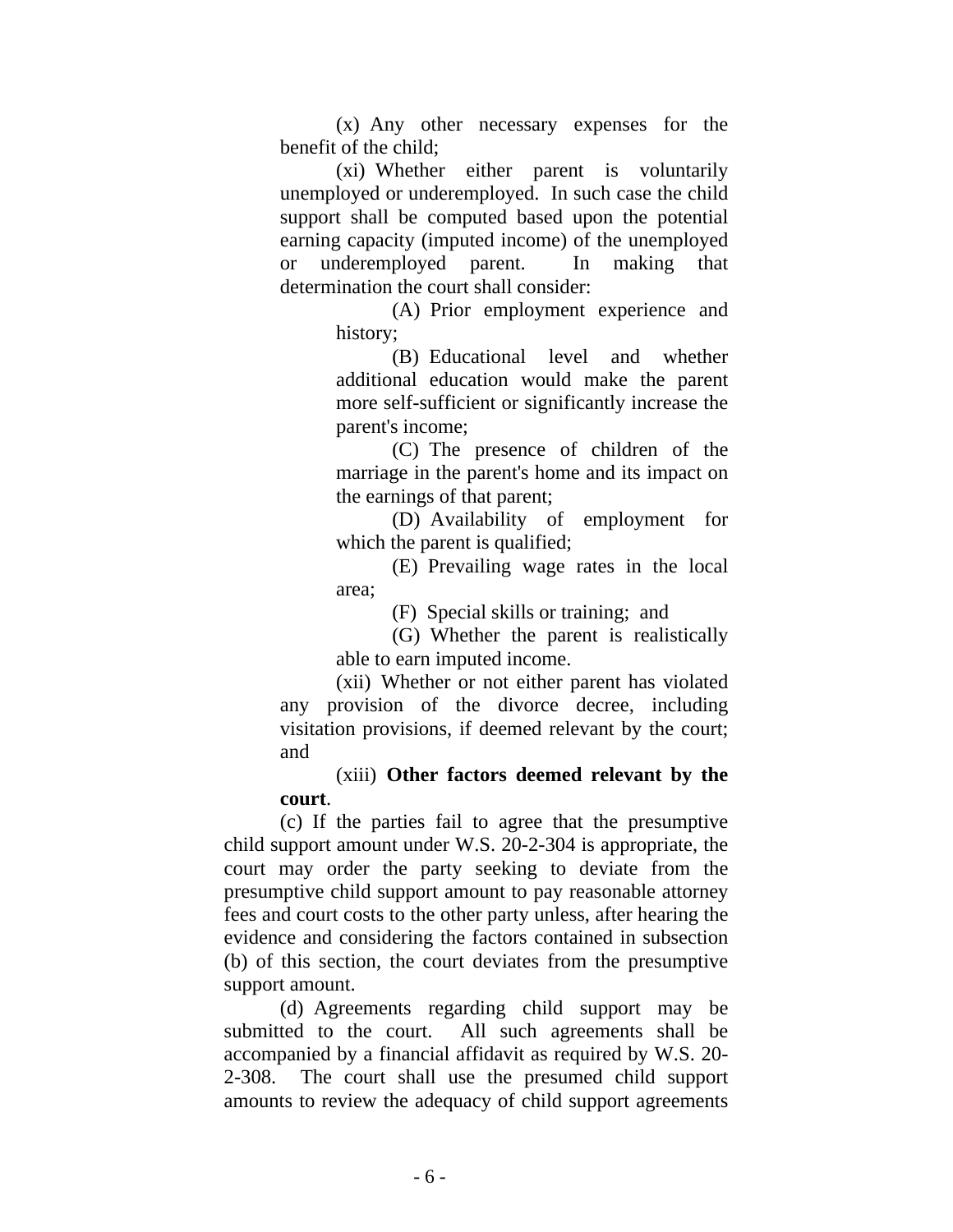(x) Any other necessary expenses for the benefit of the child;

(xi) Whether either parent is voluntarily unemployed or underemployed. In such case the child support shall be computed based upon the potential earning capacity (imputed income) of the unemployed or underemployed parent. In making that determination the court shall consider:

(A) Prior employment experience and history;

(B) Educational level and whether additional education would make the parent more self-sufficient or significantly increase the parent's income;

(C) The presence of children of the marriage in the parent's home and its impact on the earnings of that parent;

(D) Availability of employment for which the parent is qualified;

(E) Prevailing wage rates in the local area;

(F) Special skills or training; and

(G) Whether the parent is realistically able to earn imputed income.

(xii) Whether or not either parent has violated any provision of the divorce decree, including visitation provisions, if deemed relevant by the court; and

(xiii) **Other factors deemed relevant by the court**.

(c) If the parties fail to agree that the presumptive child support amount under W.S. 20-2-304 is appropriate, the court may order the party seeking to deviate from the presumptive child support amount to pay reasonable attorney fees and court costs to the other party unless, after hearing the evidence and considering the factors contained in subsection (b) of this section, the court deviates from the presumptive support amount.

(d) Agreements regarding child support may be submitted to the court. All such agreements shall be accompanied by a financial affidavit as required by W.S. 20-2-308. The court shall use the presumed child support amounts to review the adequacy of child support agreements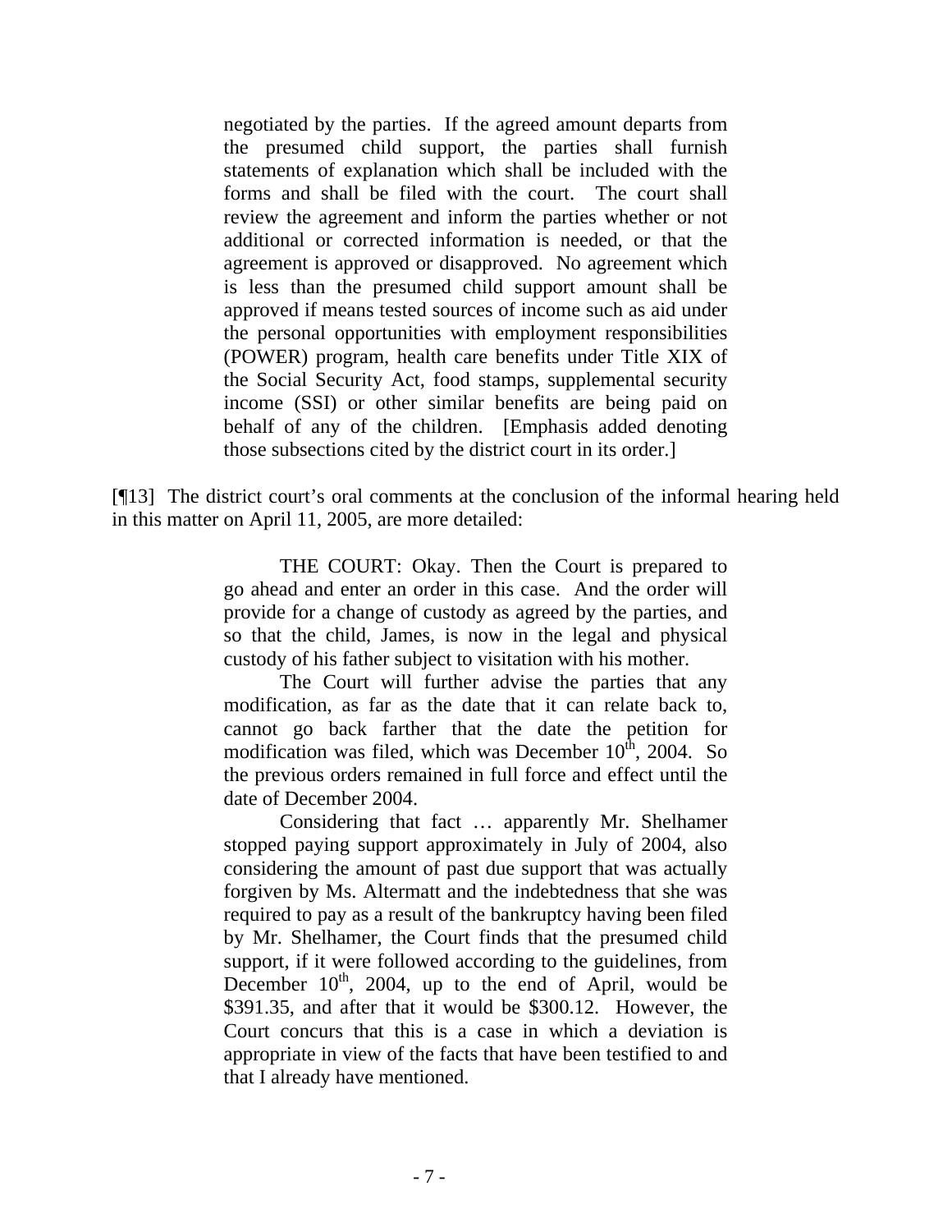> negotiated by the parties. If the agreed amount departs from the presumed child support, the parties shall furnish statements of explanation which shall be included with the forms and shall be filed with the court. The court shall review the agreement and inform the parties whether or not additional or corrected information is needed, or that the agreement is approved or disapproved. No agreement which is less than the presumed child support amount shall be approved if means tested sources of income such as aid under the personal opportunities with employment responsibilities (POWER) program, health care benefits under Title XIX of the Social Security Act, food stamps, supplemental security income (SSI) or other similar benefits are being paid on behalf of any of the children. [Emphasis added denoting those subsections cited by the district court in its order.]

[¶13] The district court's oral comments at the conclusion of the informal hearing held in this matter on April 11, 2005, are more detailed:

> THE COURT: Okay. Then the Court is prepared to go ahead and enter an order in this case. And the order will provide for a change of custody as agreed by the parties, and so that the child, James, is now in the legal and physical custody of his father subject to visitation with his mother.
>
> The Court will further advise the parties that any modification, as far as the date that it can relate back to, cannot go back farther that the date the petition for modification was filed, which was December 10th, 2004. So the previous orders remained in full force and effect until the date of December 2004.
>
> Considering that fact … apparently Mr. Shelhamer stopped paying support approximately in July of 2004, also considering the amount of past due support that was actually forgiven by Ms. Altermatt and the indebtedness that she was required to pay as a result of the bankruptcy having been filed by Mr. Shelhamer, the Court finds that the presumed child support, if it were followed according to the guidelines, from December 10th, 2004, up to the end of April, would be \$391.35, and after that it would be \$300.12. However, the Court concurs that this is a case in which a deviation is appropriate in view of the facts that have been testified to and that I already have mentioned.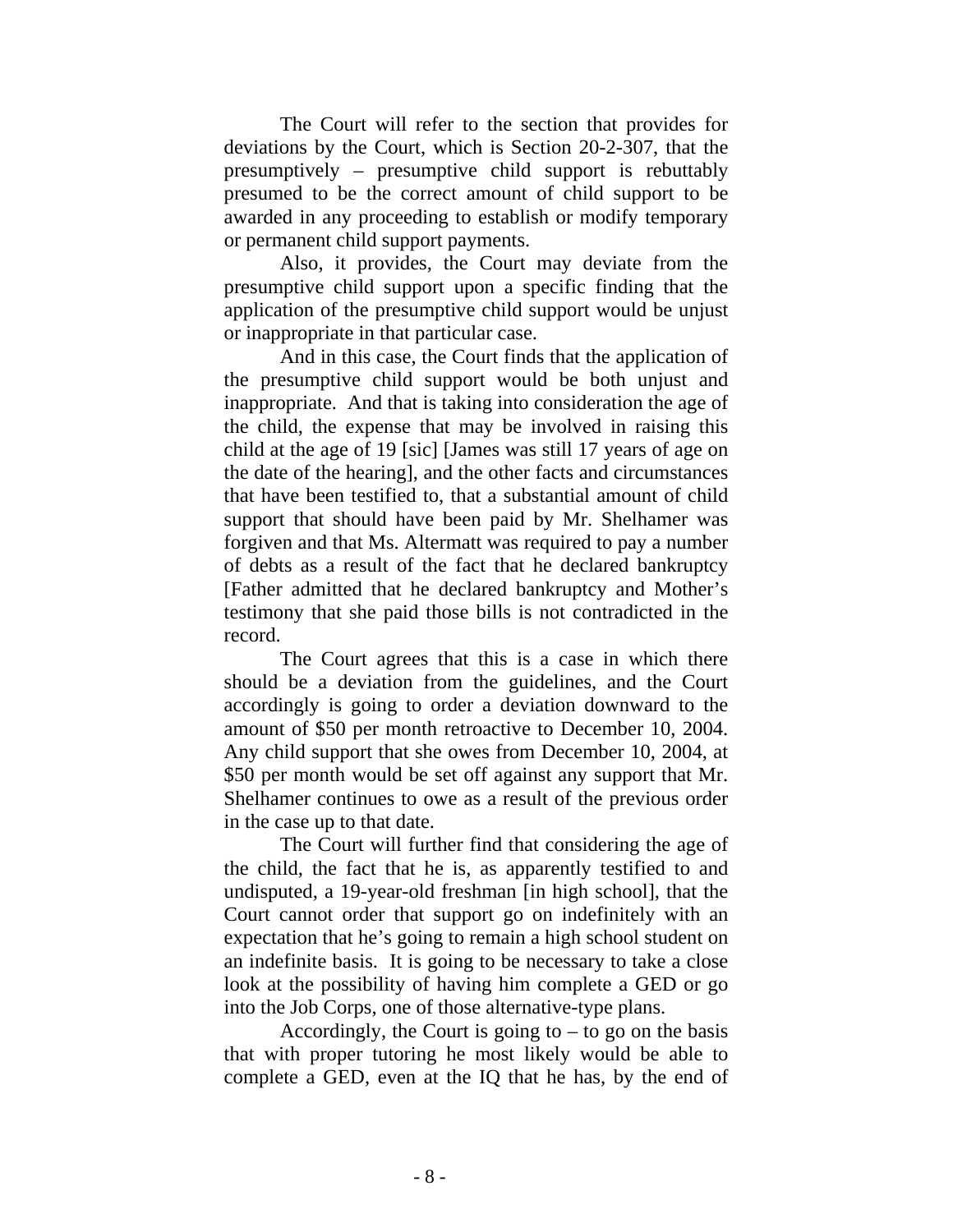The Court will refer to the section that provides for deviations by the Court, which is Section 20-2-307, that the presumptively – presumptive child support is rebuttably presumed to be the correct amount of child support to be awarded in any proceeding to establish or modify temporary or permanent child support payments.

Also, it provides, the Court may deviate from the presumptive child support upon a specific finding that the application of the presumptive child support would be unjust or inappropriate in that particular case.

And in this case, the Court finds that the application of the presumptive child support would be both unjust and inappropriate. And that is taking into consideration the age of the child, the expense that may be involved in raising this child at the age of 19 [sic] [James was still 17 years of age on the date of the hearing], and the other facts and circumstances that have been testified to, that a substantial amount of child support that should have been paid by Mr. Shelhamer was forgiven and that Ms. Altermatt was required to pay a number of debts as a result of the fact that he declared bankruptcy [Father admitted that he declared bankruptcy and Mother's testimony that she paid those bills is not contradicted in the record.

The Court agrees that this is a case in which there should be a deviation from the guidelines, and the Court accordingly is going to order a deviation downward to the amount of $50 per month retroactive to December 10, 2004. Any child support that she owes from December 10, 2004, at $50 per month would be set off against any support that Mr. Shelhamer continues to owe as a result of the previous order in the case up to that date.

The Court will further find that considering the age of the child, the fact that he is, as apparently testified to and undisputed, a 19-year-old freshman [in high school], that the Court cannot order that support go on indefinitely with an expectation that he's going to remain a high school student on an indefinite basis. It is going to be necessary to take a close look at the possibility of having him complete a GED or go into the Job Corps, one of those alternative-type plans.

Accordingly, the Court is going to – to go on the basis that with proper tutoring he most likely would be able to complete a GED, even at the IQ that he has, by the end of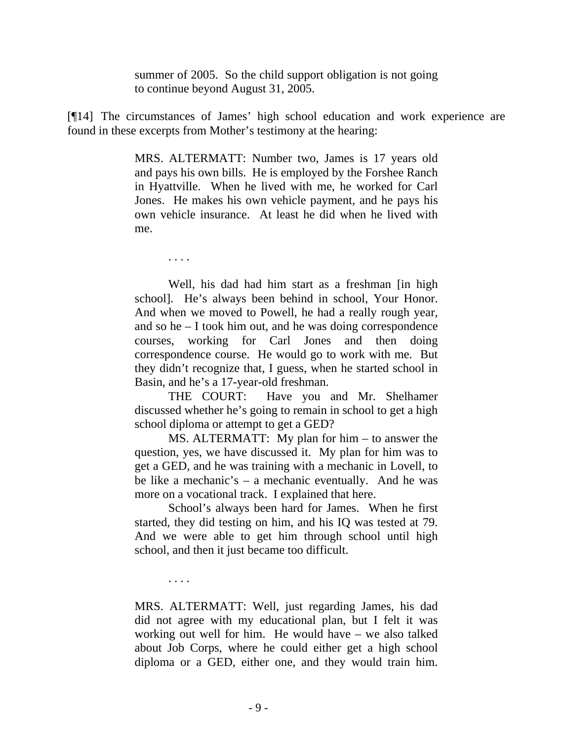> summer of 2005. So the child support obligation is not going to continue beyond August 31, 2005.

[¶14] The circumstances of James' high school education and work experience are found in these excerpts from Mother's testimony at the hearing:

> MRS. ALTERMATT: Number two, James is 17 years old and pays his own bills. He is employed by the Forshee Ranch in Hyattville. When he lived with me, he worked for Carl Jones. He makes his own vehicle payment, and he pays his own vehicle insurance. At least he did when he lived with me.
>
> . . . .
>
> Well, his dad had him start as a freshman [in high school]. He's always been behind in school, Your Honor. And when we moved to Powell, he had a really rough year, and so he – I took him out, and he was doing correspondence courses, working for Carl Jones and then doing correspondence course. He would go to work with me. But they didn't recognize that, I guess, when he started school in Basin, and he's a 17-year-old freshman.
>
> THE COURT: Have you and Mr. Shelhamer discussed whether he's going to remain in school to get a high school diploma or attempt to get a GED?
>
> MS. ALTERMATT: My plan for him – to answer the question, yes, we have discussed it. My plan for him was to get a GED, and he was training with a mechanic in Lovell, to be like a mechanic's – a mechanic eventually. And he was more on a vocational track. I explained that here.
>
> School's always been hard for James. When he first started, they did testing on him, and his IQ was tested at 79. And we were able to get him through school until high school, and then it just became too difficult.
>
> . . . .
>
> MRS. ALTERMATT: Well, just regarding James, his dad did not agree with my educational plan, but I felt it was working out well for him. He would have – we also talked about Job Corps, where he could either get a high school diploma or a GED, either one, and they would train him.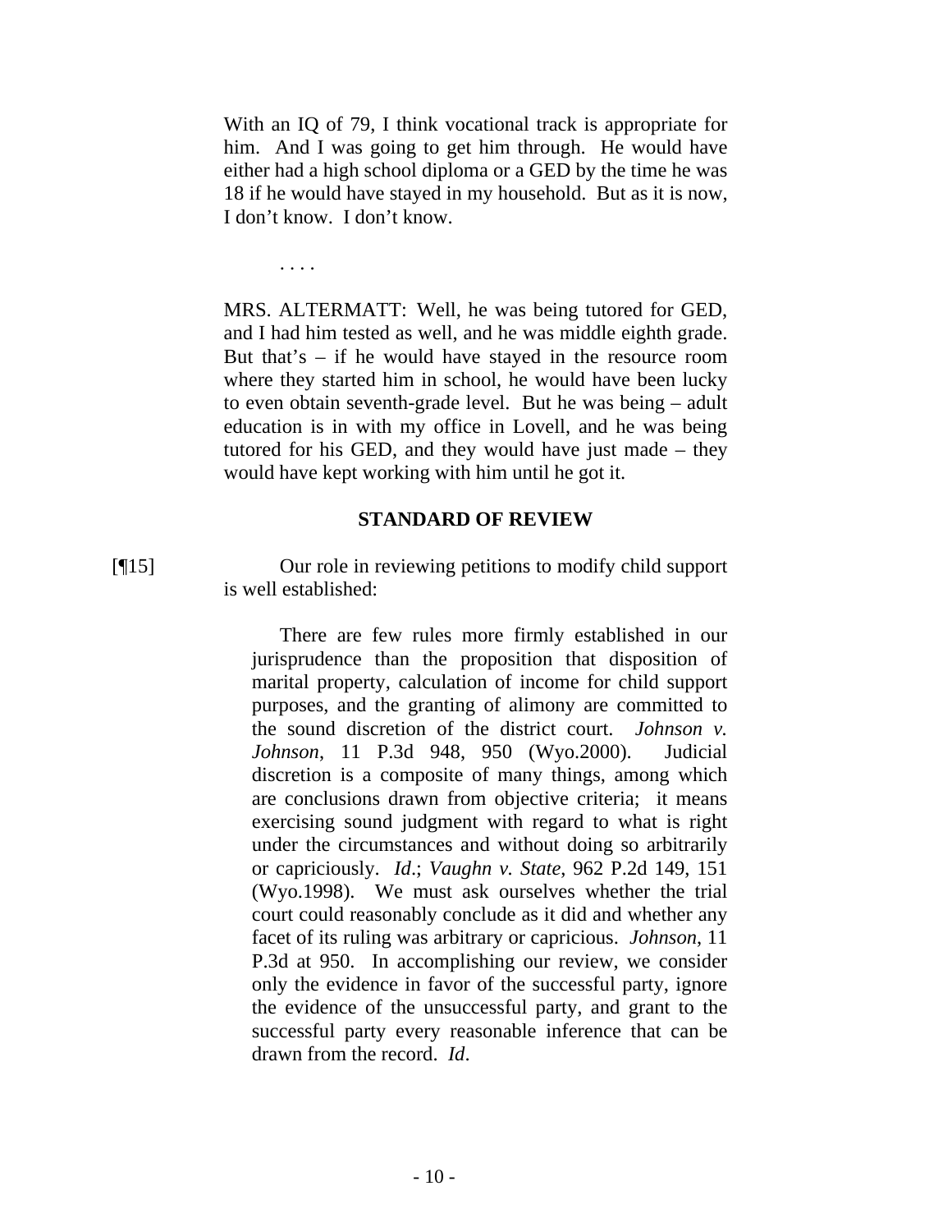With an IQ of 79, I think vocational track is appropriate for him. And I was going to get him through. He would have either had a high school diploma or a GED by the time he was 18 if he would have stayed in my household. But as it is now, I don't know. I don't know.

. . . .

MRS. ALTERMATT: Well, he was being tutored for GED, and I had him tested as well, and he was middle eighth grade. But that's – if he would have stayed in the resource room where they started him in school, he would have been lucky to even obtain seventh-grade level. But he was being – adult education is in with my office in Lovell, and he was being tutored for his GED, and they would have just made – they would have kept working with him until he got it.

## STANDARD OF REVIEW

[¶15] Our role in reviewing petitions to modify child support is well established:

> There are few rules more firmly established in our jurisprudence than the proposition that disposition of marital property, calculation of income for child support purposes, and the granting of alimony are committed to the sound discretion of the district court. *Johnson v. Johnson*, 11 P.3d 948, 950 (Wyo.2000). Judicial discretion is a composite of many things, among which are conclusions drawn from objective criteria; it means exercising sound judgment with regard to what is right under the circumstances and without doing so arbitrarily or capriciously. *Id*.; *Vaughn v. State*, 962 P.2d 149, 151 (Wyo.1998). We must ask ourselves whether the trial court could reasonably conclude as it did and whether any facet of its ruling was arbitrary or capricious. *Johnson*, 11 P.3d at 950. In accomplishing our review, we consider only the evidence in favor of the successful party, ignore the evidence of the unsuccessful party, and grant to the successful party every reasonable inference that can be drawn from the record. *Id*.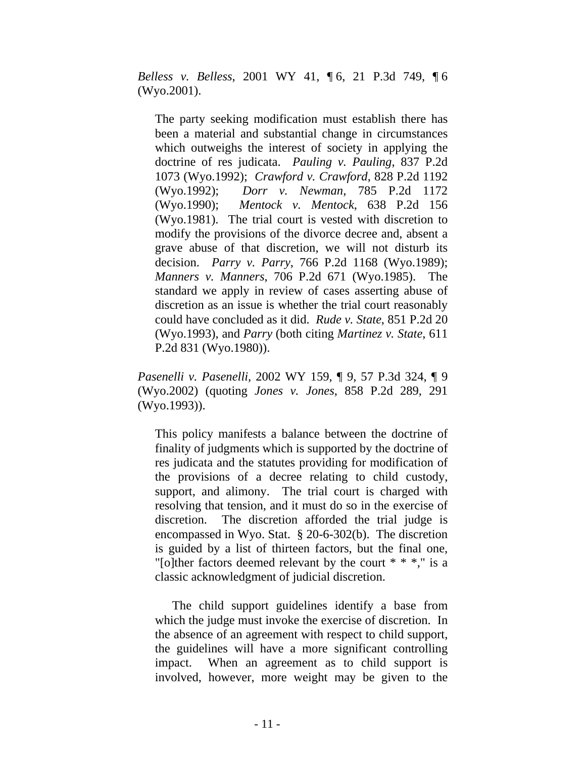*Belless v. Belless*, 2001 WY 41, ¶ 6, 21 P.3d 749, ¶ 6 (Wyo.2001).

> The party seeking modification must establish there has been a material and substantial change in circumstances which outweighs the interest of society in applying the doctrine of res judicata. *Pauling v. Pauling*, 837 P.2d 1073 (Wyo.1992); *Crawford v. Crawford*, 828 P.2d 1192 (Wyo.1992); *Dorr v. Newman*, 785 P.2d 1172 (Wyo.1990); *Mentock v. Mentock*, 638 P.2d 156 (Wyo.1981). The trial court is vested with discretion to modify the provisions of the divorce decree and, absent a grave abuse of that discretion, we will not disturb its decision. *Parry v. Parry*, 766 P.2d 1168 (Wyo.1989); *Manners v. Manners*, 706 P.2d 671 (Wyo.1985). The standard we apply in review of cases asserting abuse of discretion as an issue is whether the trial court reasonably could have concluded as it did. *Rude v. State*, 851 P.2d 20 (Wyo.1993), and *Parry* (both citing *Martinez v. State*, 611 P.2d 831 (Wyo.1980)).

*Pasenelli v. Pasenelli*, 2002 WY 159, ¶ 9, 57 P.3d 324, ¶ 9 (Wyo.2002) (quoting *Jones v. Jones*, 858 P.2d 289, 291 (Wyo.1993)).

> This policy manifests a balance between the doctrine of finality of judgments which is supported by the doctrine of res judicata and the statutes providing for modification of the provisions of a decree relating to child custody, support, and alimony. The trial court is charged with resolving that tension, and it must do so in the exercise of discretion. The discretion afforded the trial judge is encompassed in Wyo. Stat. § 20-6-302(b). The discretion is guided by a list of thirteen factors, but the final one, "[o]ther factors deemed relevant by the court * * *," is a classic acknowledgment of judicial discretion.
>
> The child support guidelines identify a base from which the judge must invoke the exercise of discretion. In the absence of an agreement with respect to child support, the guidelines will have a more significant controlling impact. When an agreement as to child support is involved, however, more weight may be given to the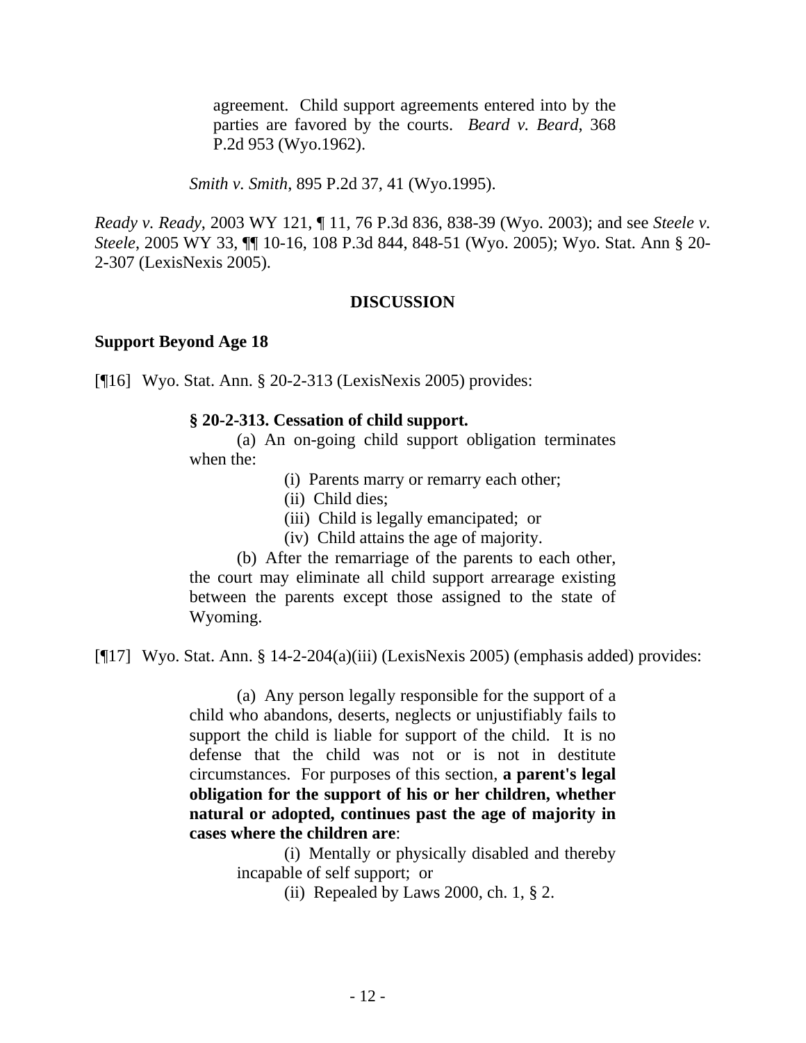> agreement. Child support agreements entered into by the parties are favored by the courts. *Beard v. Beard*, 368 P.2d 953 (Wyo.1962).
>
> *Smith v. Smith*, 895 P.2d 37, 41 (Wyo.1995).

*Ready v. Ready*, 2003 WY 121, ¶ 11, 76 P.3d 836, 838-39 (Wyo. 2003); and see *Steele v. Steele*, 2005 WY 33, ¶¶ 10-16, 108 P.3d 844, 848-51 (Wyo. 2005); Wyo. Stat. Ann § 20-2-307 (LexisNexis 2005).

## DISCUSSION

### Support Beyond Age 18

[¶16] Wyo. Stat. Ann. § 20-2-313 (LexisNexis 2005) provides:

> **§ 20-2-313. Cessation of child support.**
>
> (a) An on-going child support obligation terminates when the:
>
> (i) Parents marry or remarry each other;
>
> (ii) Child dies;
>
> (iii) Child is legally emancipated; or
>
> (iv) Child attains the age of majority.
>
> (b) After the remarriage of the parents to each other, the court may eliminate all child support arrearage existing between the parents except those assigned to the state of Wyoming.

[¶17] Wyo. Stat. Ann. § 14-2-204(a)(iii) (LexisNexis 2005) (emphasis added) provides:

> (a) Any person legally responsible for the support of a child who abandons, deserts, neglects or unjustifiably fails to support the child is liable for support of the child. It is no defense that the child was not or is not in destitute circumstances. For purposes of this section, **a parent's legal obligation for the support of his or her children, whether natural or adopted, continues past the age of majority in cases where the children are**:
>
> (i) Mentally or physically disabled and thereby incapable of self support; or
>
> (ii) Repealed by Laws 2000, ch. 1, § 2.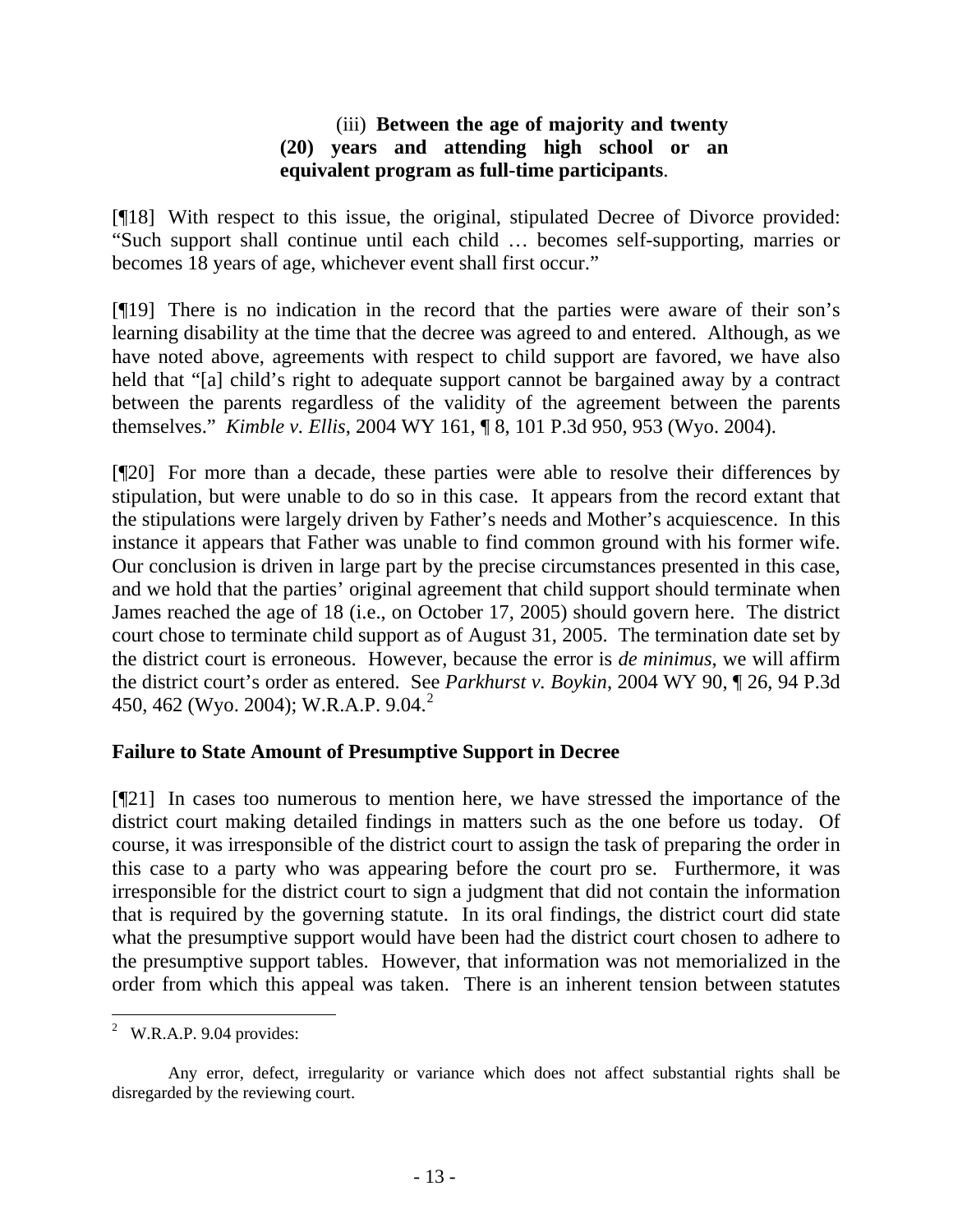> (iii) **Between the age of majority and twenty (20) years and attending high school or an equivalent program as full-time participants**.

[¶18] With respect to this issue, the original, stipulated Decree of Divorce provided: "Such support shall continue until each child … becomes self-supporting, marries or becomes 18 years of age, whichever event shall first occur."

[¶19] There is no indication in the record that the parties were aware of their son's learning disability at the time that the decree was agreed to and entered. Although, as we have noted above, agreements with respect to child support are favored, we have also held that "[a] child's right to adequate support cannot be bargained away by a contract between the parents regardless of the validity of the agreement between the parents themselves." *Kimble v. Ellis*, 2004 WY 161, ¶ 8, 101 P.3d 950, 953 (Wyo. 2004).

[¶20] For more than a decade, these parties were able to resolve their differences by stipulation, but were unable to do so in this case. It appears from the record extant that the stipulations were largely driven by Father's needs and Mother's acquiescence. In this instance it appears that Father was unable to find common ground with his former wife. Our conclusion is driven in large part by the precise circumstances presented in this case, and we hold that the parties' original agreement that child support should terminate when James reached the age of 18 (i.e., on October 17, 2005) should govern here. The district court chose to terminate child support as of August 31, 2005. The termination date set by the district court is erroneous. However, because the error is *de minimus*, we will affirm the district court's order as entered. See *Parkhurst v. Boykin*, 2004 WY 90, ¶ 26, 94 P.3d 450, 462 (Wyo. 2004); W.R.A.P. 9.04.[2]

## Failure to State Amount of Presumptive Support in Decree

[¶21] In cases too numerous to mention here, we have stressed the importance of the district court making detailed findings in matters such as the one before us today. Of course, it was irresponsible of the district court to assign the task of preparing the order in this case to a party who was appearing before the court pro se. Furthermore, it was irresponsible for the district court to sign a judgment that did not contain the information that is required by the governing statute. In its oral findings, the district court did state what the presumptive support would have been had the district court chosen to adhere to the presumptive support tables. However, that information was not memorialized in the order from which this appeal was taken. There is an inherent tension between statutes

---

[2] W.R.A.P. 9.04 provides:

> Any error, defect, irregularity or variance which does not affect substantial rights shall be disregarded by the reviewing court.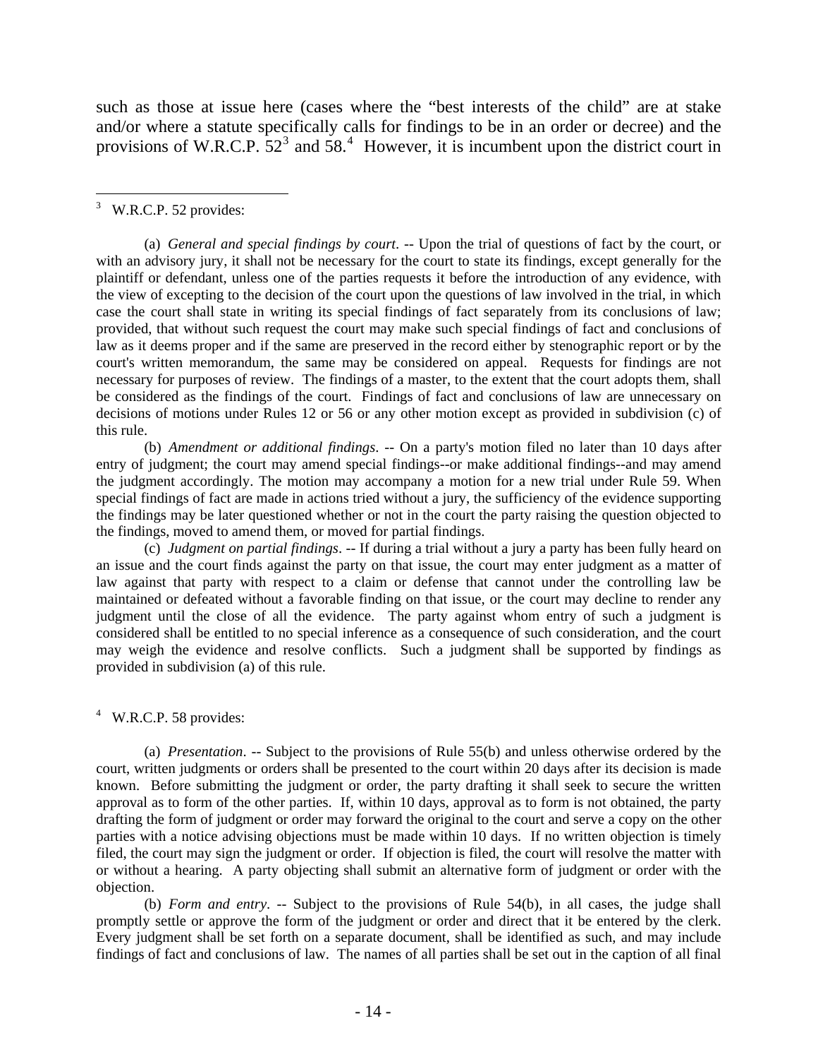such as those at issue here (cases where the "best interests of the child" are at stake and/or where a statute specifically calls for findings to be in an order or decree) and the provisions of W.R.C.P. 52[3] and 58.[4] However, it is incumbent upon the district court in

---

[3] W.R.C.P. 52 provides:

(a) *General and special findings by court*. -- Upon the trial of questions of fact by the court, or with an advisory jury, it shall not be necessary for the court to state its findings, except generally for the plaintiff or defendant, unless one of the parties requests it before the introduction of any evidence, with the view of excepting to the decision of the court upon the questions of law involved in the trial, in which case the court shall state in writing its special findings of fact separately from its conclusions of law; provided, that without such request the court may make such special findings of fact and conclusions of law as it deems proper and if the same are preserved in the record either by stenographic report or by the court's written memorandum, the same may be considered on appeal. Requests for findings are not necessary for purposes of review. The findings of a master, to the extent that the court adopts them, shall be considered as the findings of the court. Findings of fact and conclusions of law are unnecessary on decisions of motions under Rules 12 or 56 or any other motion except as provided in subdivision (c) of this rule.

(b) *Amendment or additional findings*. -- On a party's motion filed no later than 10 days after entry of judgment; the court may amend special findings--or make additional findings--and may amend the judgment accordingly. The motion may accompany a motion for a new trial under Rule 59. When special findings of fact are made in actions tried without a jury, the sufficiency of the evidence supporting the findings may be later questioned whether or not in the court the party raising the question objected to the findings, moved to amend them, or moved for partial findings.

(c) *Judgment on partial findings*. -- If during a trial without a jury a party has been fully heard on an issue and the court finds against the party on that issue, the court may enter judgment as a matter of law against that party with respect to a claim or defense that cannot under the controlling law be maintained or defeated without a favorable finding on that issue, or the court may decline to render any judgment until the close of all the evidence. The party against whom entry of such a judgment is considered shall be entitled to no special inference as a consequence of such consideration, and the court may weigh the evidence and resolve conflicts. Such a judgment shall be supported by findings as provided in subdivision (a) of this rule.

[4] W.R.C.P. 58 provides:

(a) *Presentation*. -- Subject to the provisions of Rule 55(b) and unless otherwise ordered by the court, written judgments or orders shall be presented to the court within 20 days after its decision is made known. Before submitting the judgment or order, the party drafting it shall seek to secure the written approval as to form of the other parties. If, within 10 days, approval as to form is not obtained, the party drafting the form of judgment or order may forward the original to the court and serve a copy on the other parties with a notice advising objections must be made within 10 days. If no written objection is timely filed, the court may sign the judgment or order. If objection is filed, the court will resolve the matter with or without a hearing. A party objecting shall submit an alternative form of judgment or order with the objection.

(b) *Form and entry*. -- Subject to the provisions of Rule 54(b), in all cases, the judge shall promptly settle or approve the form of the judgment or order and direct that it be entered by the clerk. Every judgment shall be set forth on a separate document, shall be identified as such, and may include findings of fact and conclusions of law. The names of all parties shall be set out in the caption of all final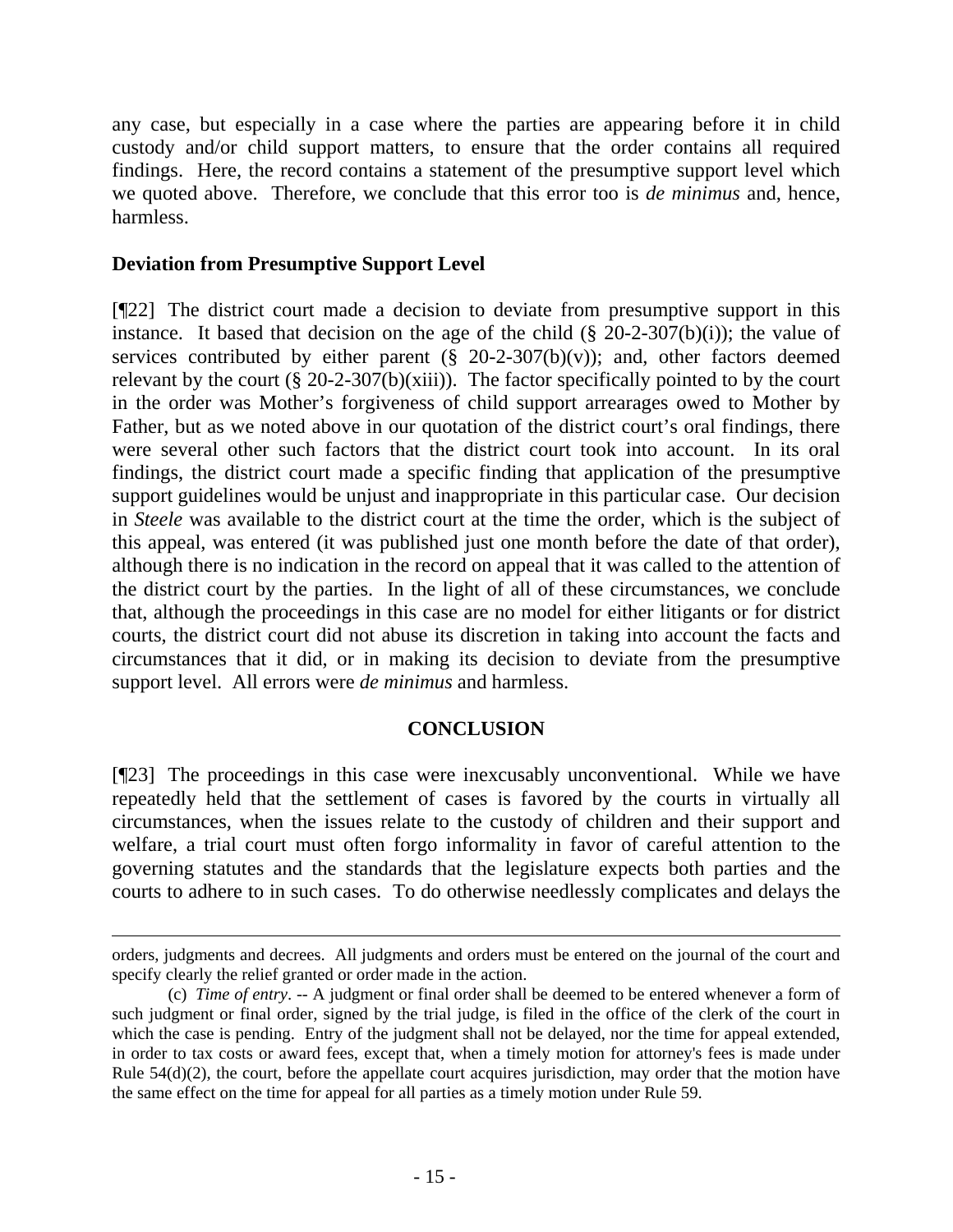any case, but especially in a case where the parties are appearing before it in child custody and/or child support matters, to ensure that the order contains all required findings. Here, the record contains a statement of the presumptive support level which we quoted above. Therefore, we conclude that this error too is *de minimus* and, hence, harmless.

**Deviation from Presumptive Support Level**

[¶22] The district court made a decision to deviate from presumptive support in this instance. It based that decision on the age of the child (§ 20-2-307(b)(i)); the value of services contributed by either parent (§ 20-2-307(b)(v)); and, other factors deemed relevant by the court (§ 20-2-307(b)(xiii)). The factor specifically pointed to by the court in the order was Mother's forgiveness of child support arrearages owed to Mother by Father, but as we noted above in our quotation of the district court's oral findings, there were several other such factors that the district court took into account. In its oral findings, the district court made a specific finding that application of the presumptive support guidelines would be unjust and inappropriate in this particular case. Our decision in *Steele* was available to the district court at the time the order, which is the subject of this appeal, was entered (it was published just one month before the date of that order), although there is no indication in the record on appeal that it was called to the attention of the district court by the parties. In the light of all of these circumstances, we conclude that, although the proceedings in this case are no model for either litigants or for district courts, the district court did not abuse its discretion in taking into account the facts and circumstances that it did, or in making its decision to deviate from the presumptive support level. All errors were *de minimus* and harmless.

## CONCLUSION

[¶23] The proceedings in this case were inexcusably unconventional. While we have repeatedly held that the settlement of cases is favored by the courts in virtually all circumstances, when the issues relate to the custody of children and their support and welfare, a trial court must often forgo informality in favor of careful attention to the governing statutes and the standards that the legislature expects both parties and the courts to adhere to in such cases. To do otherwise needlessly complicates and delays the

---

orders, judgments and decrees. All judgments and orders must be entered on the journal of the court and specify clearly the relief granted or order made in the action.

(c) *Time of entry*. -- A judgment or final order shall be deemed to be entered whenever a form of such judgment or final order, signed by the trial judge, is filed in the office of the clerk of the court in which the case is pending. Entry of the judgment shall not be delayed, nor the time for appeal extended, in order to tax costs or award fees, except that, when a timely motion for attorney's fees is made under Rule 54(d)(2), the court, before the appellate court acquires jurisdiction, may order that the motion have the same effect on the time for appeal for all parties as a timely motion under Rule 59.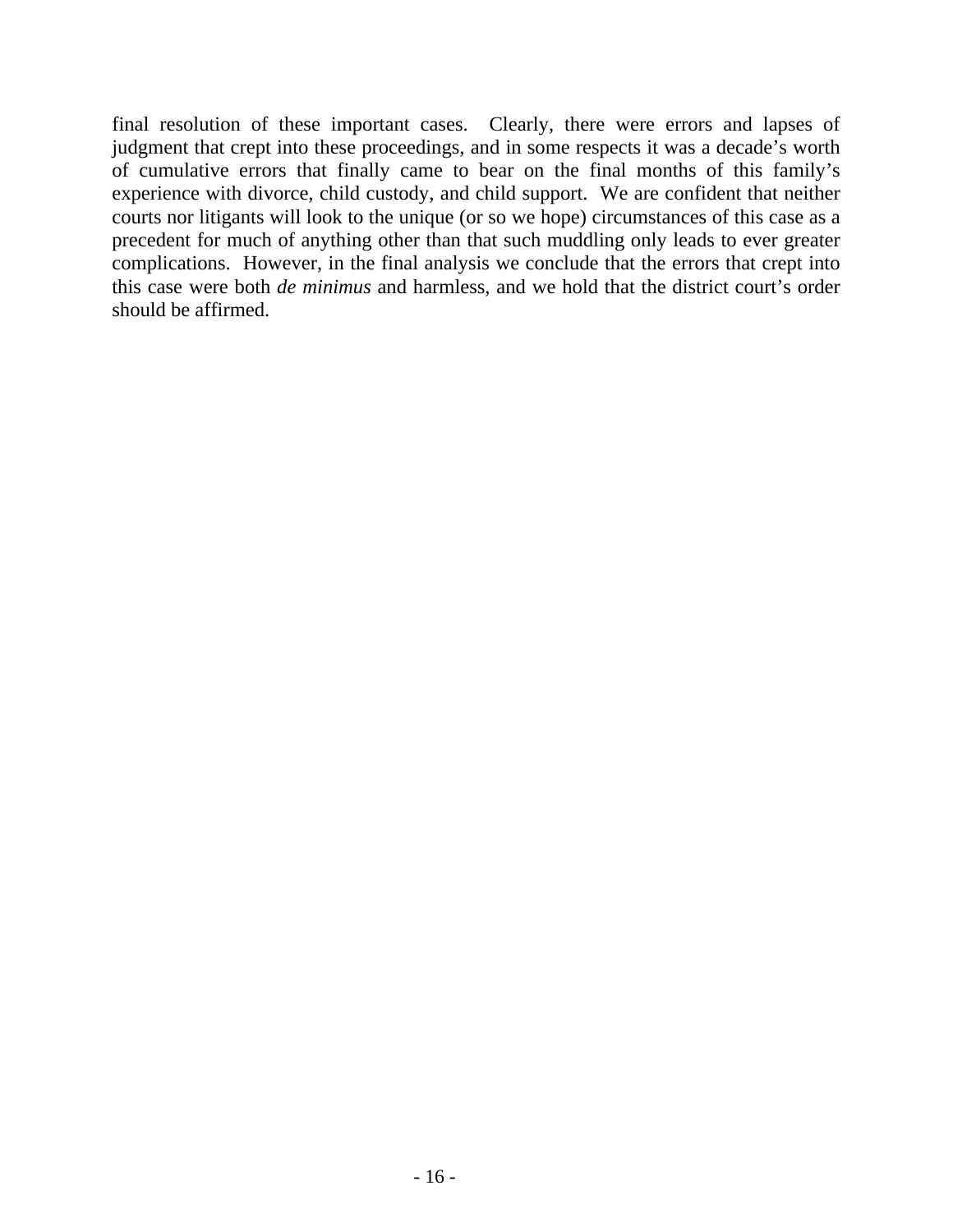final resolution of these important cases. Clearly, there were errors and lapses of judgment that crept into these proceedings, and in some respects it was a decade's worth of cumulative errors that finally came to bear on the final months of this family's experience with divorce, child custody, and child support. We are confident that neither courts nor litigants will look to the unique (or so we hope) circumstances of this case as a precedent for much of anything other than that such muddling only leads to ever greater complications. However, in the final analysis we conclude that the errors that crept into this case were both *de minimus* and harmless, and we hold that the district court's order should be affirmed.